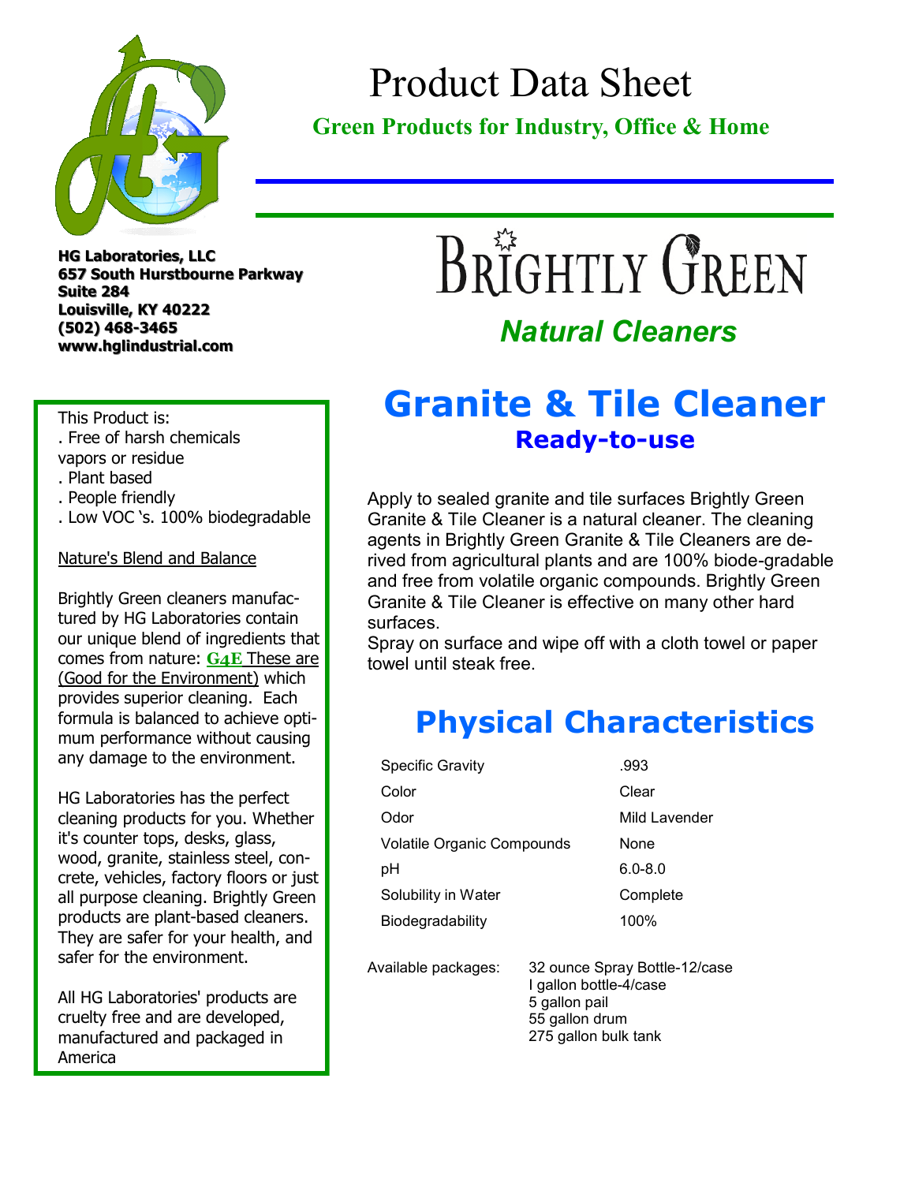# Product Data Sheet

**Green Products for Industry, Office & Home**

**HG Laboratories, LLC**
**657 South Hurstbourne Parkway**
**Suite 284**
**Louisville, KY 40222**
**(502) 468-3465**
**www.hglindustrial.com**

# BRIGHTLY GREEN

***Natural Cleaners***

This Product is:

- Free of harsh chemicals vapors or residue
- Plant based
- People friendly
- Low VOC 's. 100% biodegradable

Nature's Blend and Balance

Brightly Green cleaners manufactured by HG Laboratories contain our unique blend of ingredients that comes from nature: **G4E** These are (Good for the Environment) which provides superior cleaning. Each formula is balanced to achieve optimum performance without causing any damage to the environment.

HG Laboratories has the perfect cleaning products for you. Whether it's counter tops, desks, glass, wood, granite, stainless steel, concrete, vehicles, factory floors or just all purpose cleaning. Brightly Green products are plant-based cleaners. They are safer for your health, and safer for the environment.

All HG Laboratories' products are cruelty free and are developed, manufactured and packaged in America

# Granite & Tile Cleaner

## Ready-to-use

Apply to sealed granite and tile surfaces Brightly Green Granite & Tile Cleaner is a natural cleaner. The cleaning agents in Brightly Green Granite & Tile Cleaners are derived from agricultural plants and are 100% biode-gradable and free from volatile organic compounds. Brightly Green Granite & Tile Cleaner is effective on many other hard surfaces.
Spray on surface and wipe off with a cloth towel or paper towel until steak free.

# Physical Characteristics

| | |
|---|---|
| Specific Gravity | .993 |
| Color | Clear |
| Odor | Mild Lavender |
| Volatile Organic Compounds | None |
| pH | 6.0-8.0 |
| Solubility in Water | Complete |
| Biodegradability | 100% |

Available packages:
32 ounce Spray Bottle-12/case
I gallon bottle-4/case
5 gallon pail
55 gallon drum
275 gallon bulk tank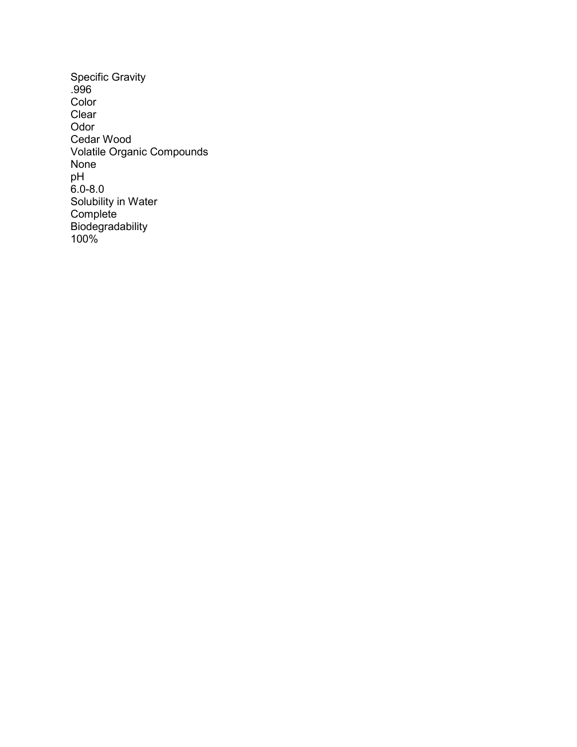Specific Gravity
.996
Color
Clear
Odor
Cedar Wood
Volatile Organic Compounds
None
pH
6.0-8.0
Solubility in Water
Complete
Biodegradability
100%